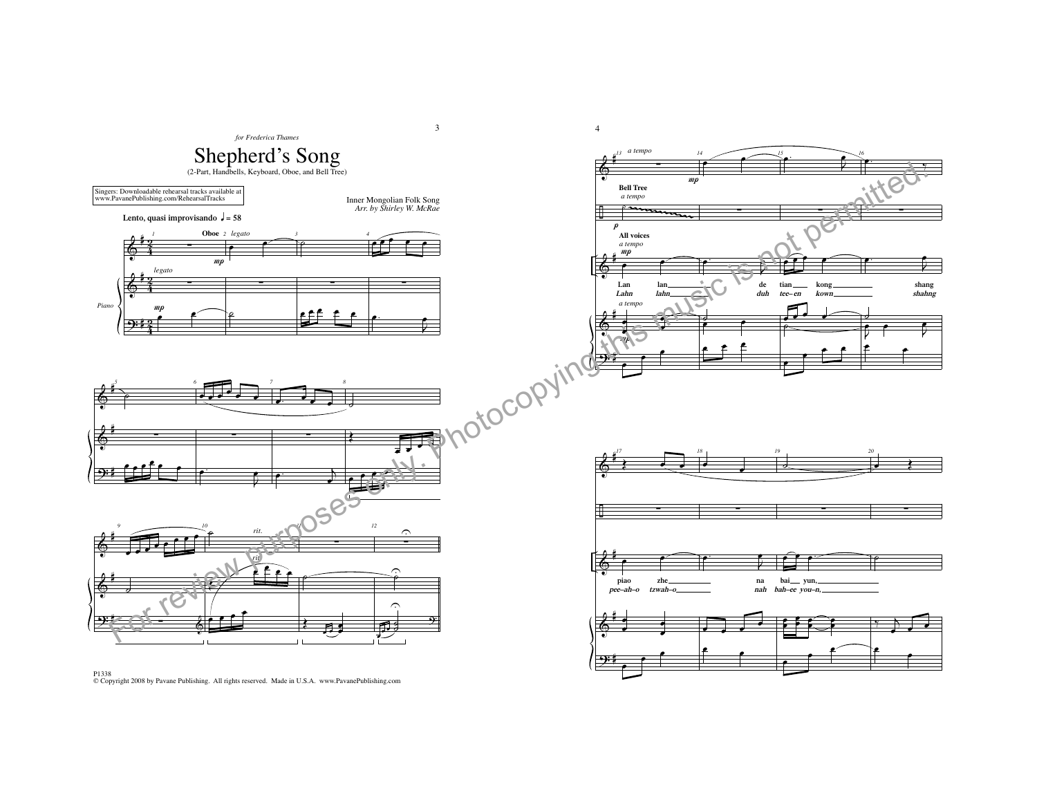*for Frederica Thames*

# Shepherd's Song

(2-Part, Handbells, Keyboard, Oboe, and Bell Tree)

Singers: Downloadable rehearsal tracks available at www.PavanePublishing.com/RehearsalTracks

Inner Mongolian Folk Song
*Arr. by Shirley W. McRae*

**Lento, quasi improvisando** ♩ = 58

Oboe *legato* *mp*

Piano *legato* *mp*

*rit.*

*a tempo*

**Bell Tree** *a tempo* *p*

**All voices** *a tempo* *mp*

Lan lan de tian kong shang
*Lahn lahn duh tee–en kown shahng*

piao zhe na bai yun,
*pee–ah–o tzwah–o nah bah–ee you–n,*

P1338
© Copyright 2008 by Pavane Publishing. All rights reserved. Made in U.S.A. www.PavanePublishing.com

For review purposes only. Photocopying this music is not permitted.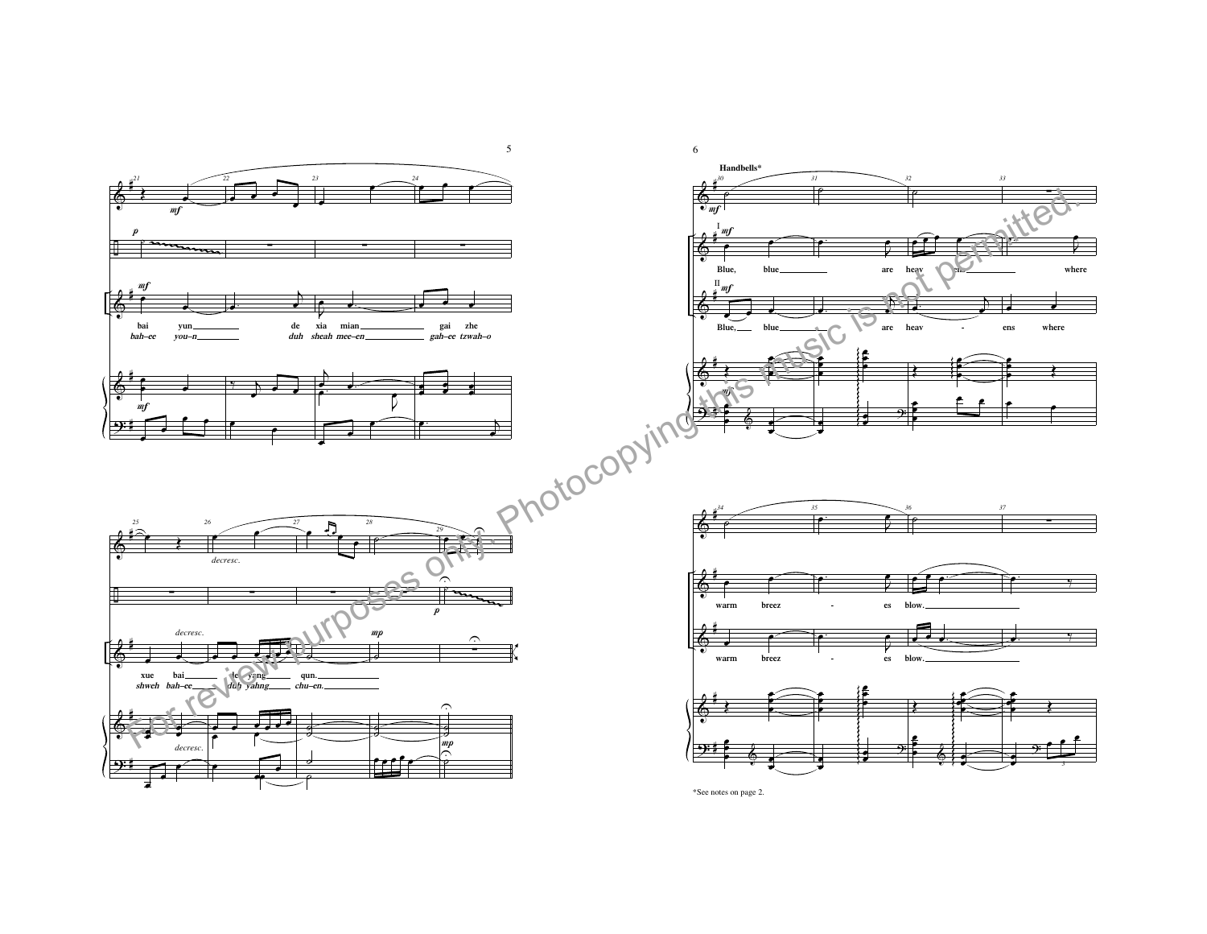*See notes on page 2.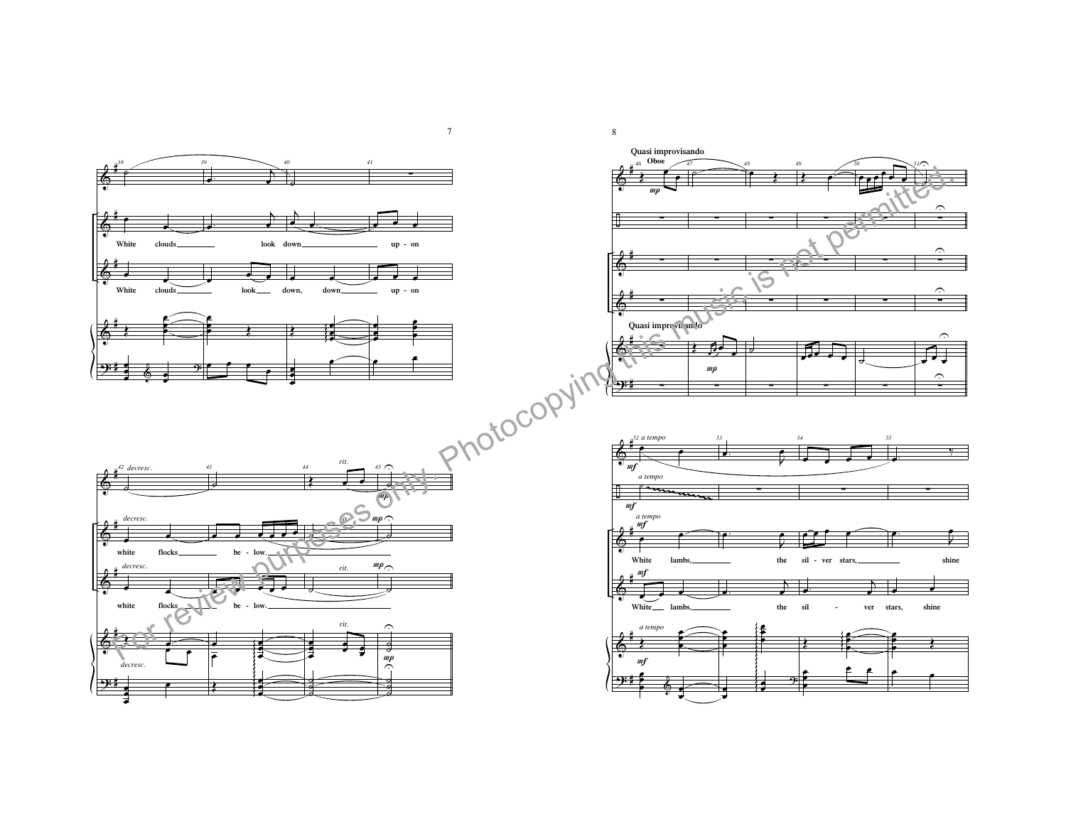White clouds look down upon white flocks below.

*decresc.* *rit.* *mp*

**Quasi improvisando**

Oboe

*mp*

*a tempo*

*mf*

White lambs, the silver stars, shine

For review purposes only. Photocopying this music is not permitted.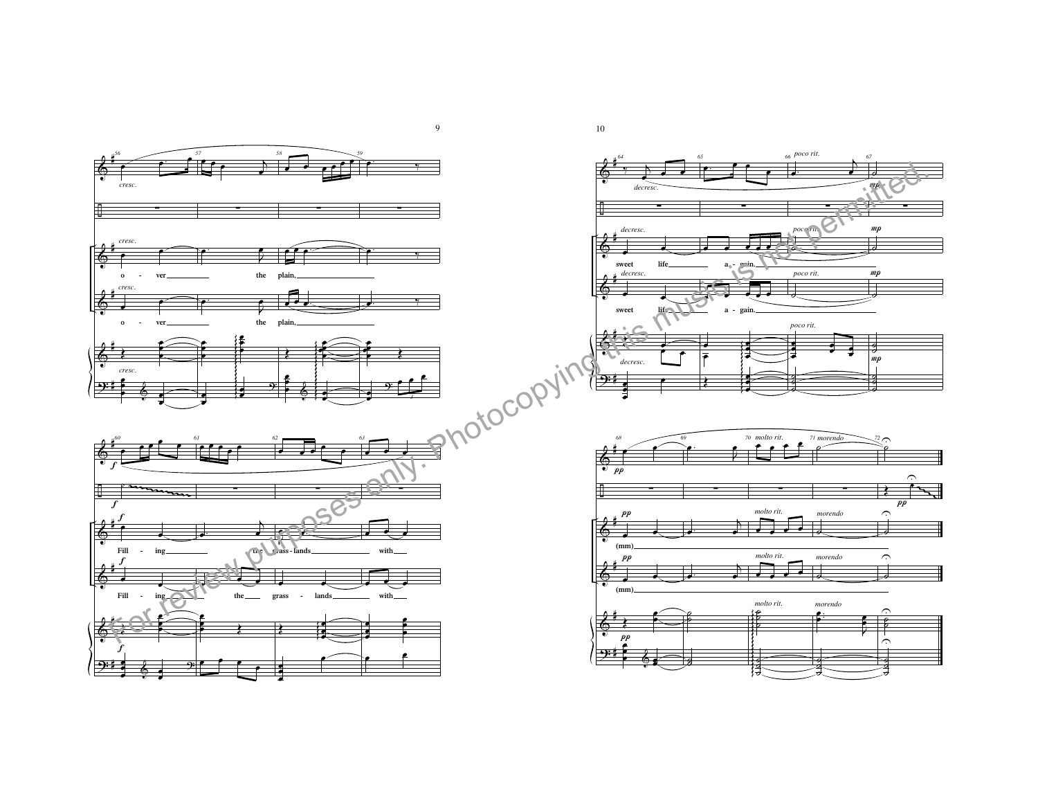o - ver the plain,

Fill - ing the grass - lands with

sweet life a - gain.

(mm)

For review purposes only. Photocopying this music is not permitted.